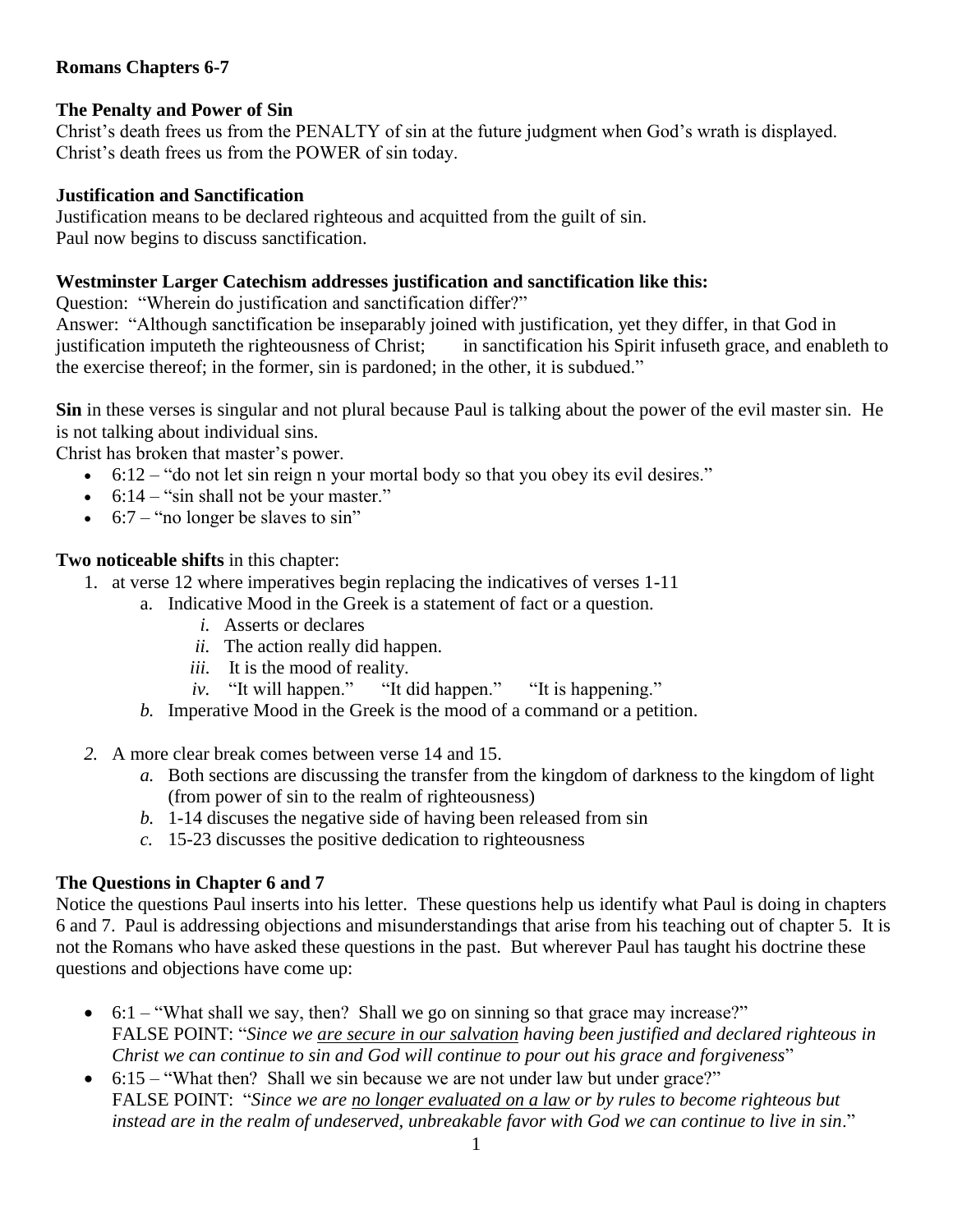**Romans Chapters 6-7**

**The Penalty and Power of Sin**

Christ's death frees us from the PENALTY of sin at the future judgment when God's wrath is displayed.
Christ's death frees us from the POWER of sin today.

**Justification and Sanctification**

Justification means to be declared righteous and acquitted from the guilt of sin.
Paul now begins to discuss sanctification.

**Westminster Larger Catechism addresses justification and sanctification like this:**

Question: "Wherein do justification and sanctification differ?"
Answer: "Although sanctification be inseparably joined with justification, yet they differ, in that God in justification imputeth the righteousness of Christ; in sanctification his Spirit infuseth grace, and enableth to the exercise thereof; in the former, sin is pardoned; in the other, it is subdued."

**Sin** in these verses is singular and not plural because Paul is talking about the power of the evil master sin. He is not talking about individual sins.
Christ has broken that master's power.

- 6:12 – "do not let sin reign n your mortal body so that you obey its evil desires."
- 6:14 – "sin shall not be your master."
- 6:7 – "no longer be slaves to sin"

**Two noticeable shifts** in this chapter:

1. at verse 12 where imperatives begin replacing the indicatives of verses 1-11
   a. Indicative Mood in the Greek is a statement of fact or a question.
      *i.* Asserts or declares
      *ii.* The action really did happen.
      *iii.* It is the mood of reality.
      *iv.* "It will happen." "It did happen." "It is happening."
   *b.* Imperative Mood in the Greek is the mood of a command or a petition.

*2.* A more clear break comes between verse 14 and 15.
   *a.* Both sections are discussing the transfer from the kingdom of darkness to the kingdom of light (from power of sin to the realm of righteousness)
   *b.* 1-14 discuses the negative side of having been released from sin
   *c.* 15-23 discusses the positive dedication to righteousness

**The Questions in Chapter 6 and 7**

Notice the questions Paul inserts into his letter. These questions help us identify what Paul is doing in chapters 6 and 7. Paul is addressing objections and misunderstandings that arise from his teaching out of chapter 5. It is not the Romans who have asked these questions in the past. But wherever Paul has taught his doctrine these questions and objections have come up:

- 6:1 – "What shall we say, then? Shall we go on sinning so that grace may increase?"
  FALSE POINT: "*Since we <u>are secure in our salvation</u> having been justified and declared righteous in Christ we can continue to sin and God will continue to pour out his grace and forgiveness*"
- 6:15 – "What then? Shall we sin because we are not under law but grace?"
  FALSE POINT: "*Since we are <u>no longer evaluated on a law</u> or by rules to become righteous but instead are in the realm of undeserved, unbreakable favor with God we can continue to live in sin*."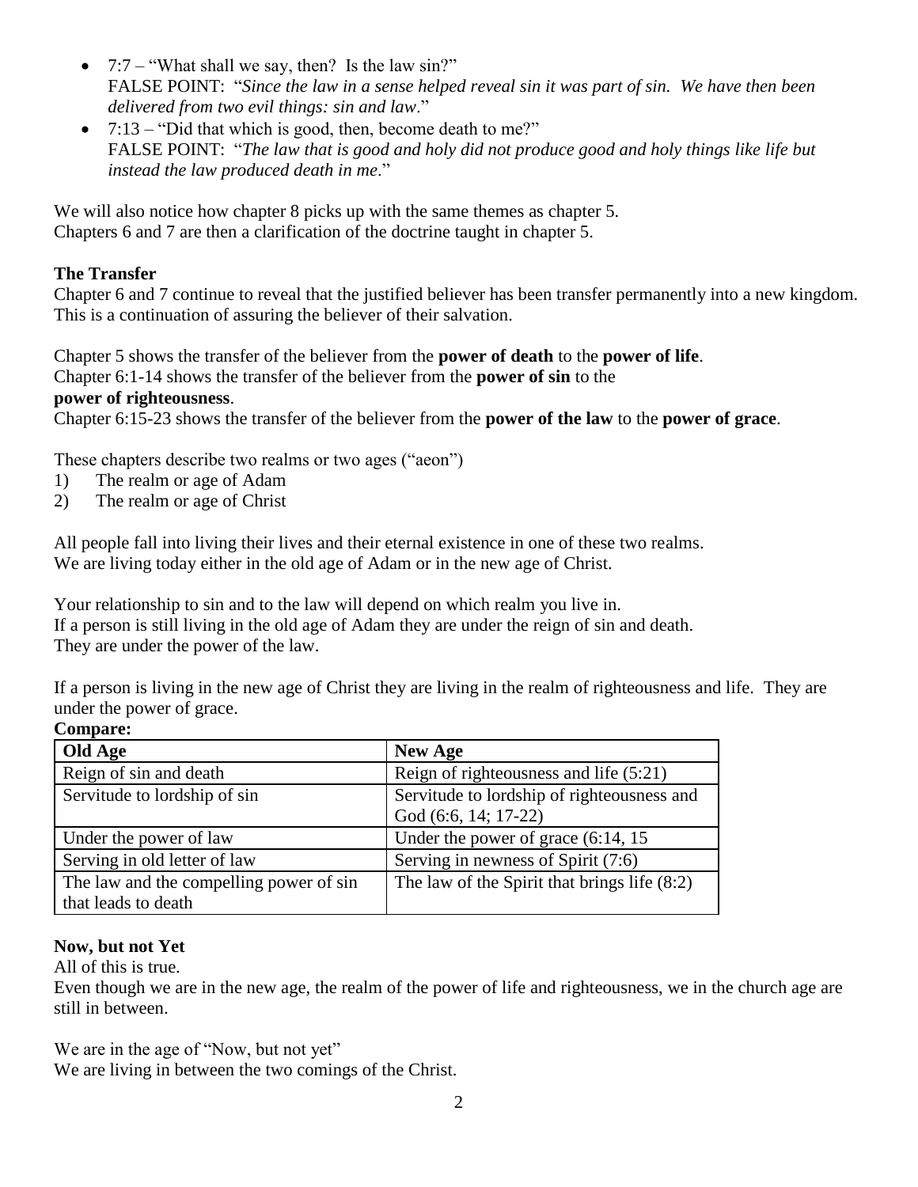- 7:7 – "What shall we say, then? Is the law sin?"
  FALSE POINT: "*Since the law in a sense helped reveal sin it was part of sin. We have then been delivered from two evil things: sin and law*."
- 7:13 – "Did that which is good, then, become death to me?"
  FALSE POINT: "*The law that is good and holy did not produce good and holy things like life but instead the law produced death in me*."

We will also notice how chapter 8 picks up with the same themes as chapter 5.
Chapters 6 and 7 are then a clarification of the doctrine taught in chapter 5.

**The Transfer**

Chapter 6 and 7 continue to reveal that the justified believer has been transfer permanently into a new kingdom. This is a continuation of assuring the believer of their salvation.

Chapter 5 shows the transfer of the believer from the **power of death** to the **power of life**.
Chapter 6:1-14 shows the transfer of the believer from the **power of sin** to the **power of righteousness**.
Chapter 6:15-23 shows the transfer of the believer from the **power of the law** to the **power of grace**.

These chapters describe two realms or two ages ("aeon")

1) The realm or age of Adam
2) The realm or age of Christ

All people fall into living their lives and their eternal existence in one of these two realms.
We are living today either in the old age of Adam or in the new age of Christ.

Your relationship to sin and to the law will depend on which realm you live in.
If a person is still living in the old age of Adam they are under the reign of sin and death.
They are under the power of the law.

If a person is living in the new age of Christ they are living in the realm of righteousness and life. They are under the power of grace.

**Compare:**

| Old Age | New Age |
|---|---|
| Reign of sin and death | Reign of righteousness and life (5:21) |
| Servitude to lordship of sin | Servitude to lordship of righteousness and God (6:6, 14; 17-22) |
| Under the power of law | Under the power of grace (6:14, 15 |
| Serving in old letter of law | Serving in newness of Spirit (7:6) |
| The law and the compelling power of sin that leads to death | The law of the Spirit that brings life (8:2) |

**Now, but not Yet**

All of this is true.
Even though we are in the new age, the realm of the power of life and righteousness, we in the church age are still in between.

We are in the age of "Now, but not yet"
We are living in between the two comings of the Christ.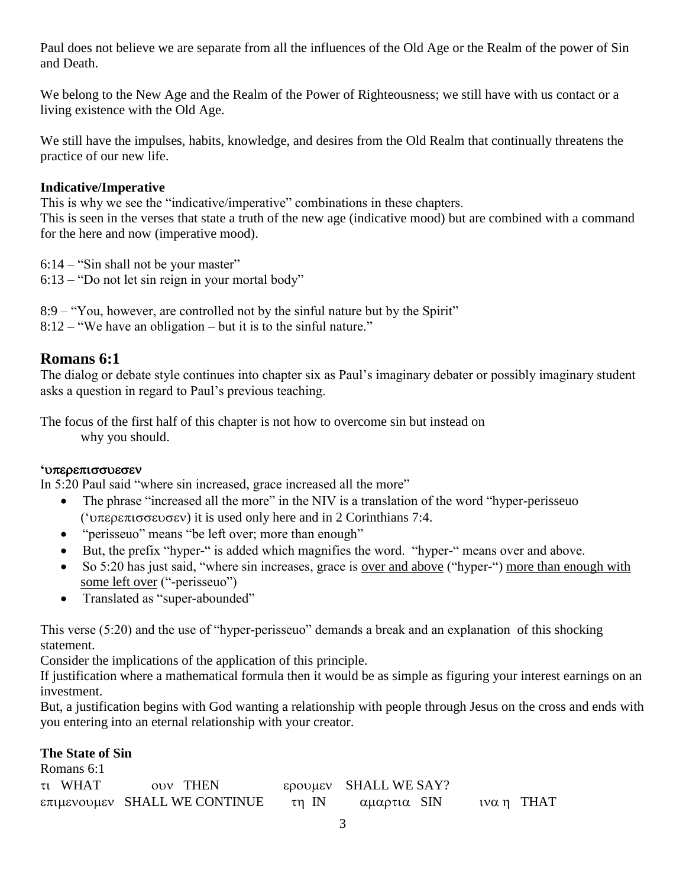Paul does not believe we are separate from all the influences of the Old Age or the Realm of the power of Sin and Death.

We belong to the New Age and the Realm of the Power of Righteousness; we still have with us contact or a living existence with the Old Age.

We still have the impulses, habits, knowledge, and desires from the Old Realm that continually threatens the practice of our new life.

**Indicative/Imperative**

This is why we see the "indicative/imperative" combinations in these chapters.
This is seen in the verses that state a truth of the new age (indicative mood) but are combined with a command for the here and now (imperative mood).

6:14 – "Sin shall not be your master"
6:13 – "Do not let sin reign in your mortal body"

8:9 – "You, however, are controlled not by the sinful nature but by the Spirit"
8:12 – "We have an obligation – but it is to the sinful nature."

## Romans 6:1

The dialog or debate style continues into chapter six as Paul's imaginary debater or possibly imaginary student asks a question in regard to Paul's previous teaching.

The focus of the first half of this chapter is not how to overcome sin but instead on
why you should.

**'υπερεπισσυεσεν**

In 5:20 Paul said "where sin increased, grace increased all the more"

- The phrase "increased all the more" in the NIV is a translation of the word "hyper-perisseuo ('υπερεπισσευσεν) it is used only here and in 2 Corinthians 7:4.
- "perisseuo" means "be left over; more than enough"
- But, the prefix "hyper-" is added which magnifies the word. "hyper-" means over and above.
- So 5:20 has just said, "where sin increases, grace is over and above ("hyper-") more than enough with some left over ("-perisseuo")
- Translated as "super-abounded"

This verse (5:20) and the use of "hyper-perisseuo" demands a break and an explanation of this shocking statement.
Consider the implications of the application of this principle.
If justification where a mathematical formula then it would be as simple as figuring your interest earnings on an investment.
But, a justification begins with God wanting a relationship with people through Jesus on the cross and ends with you entering into an eternal relationship with your creator.

**The State of Sin**

Romans 6:1

τι WHAT ουν THEN ερουμεν SHALL WE SAY?
επιμενουμεν SHALL WE CONTINUE τη IN αμαρτια SIN ινα η THAT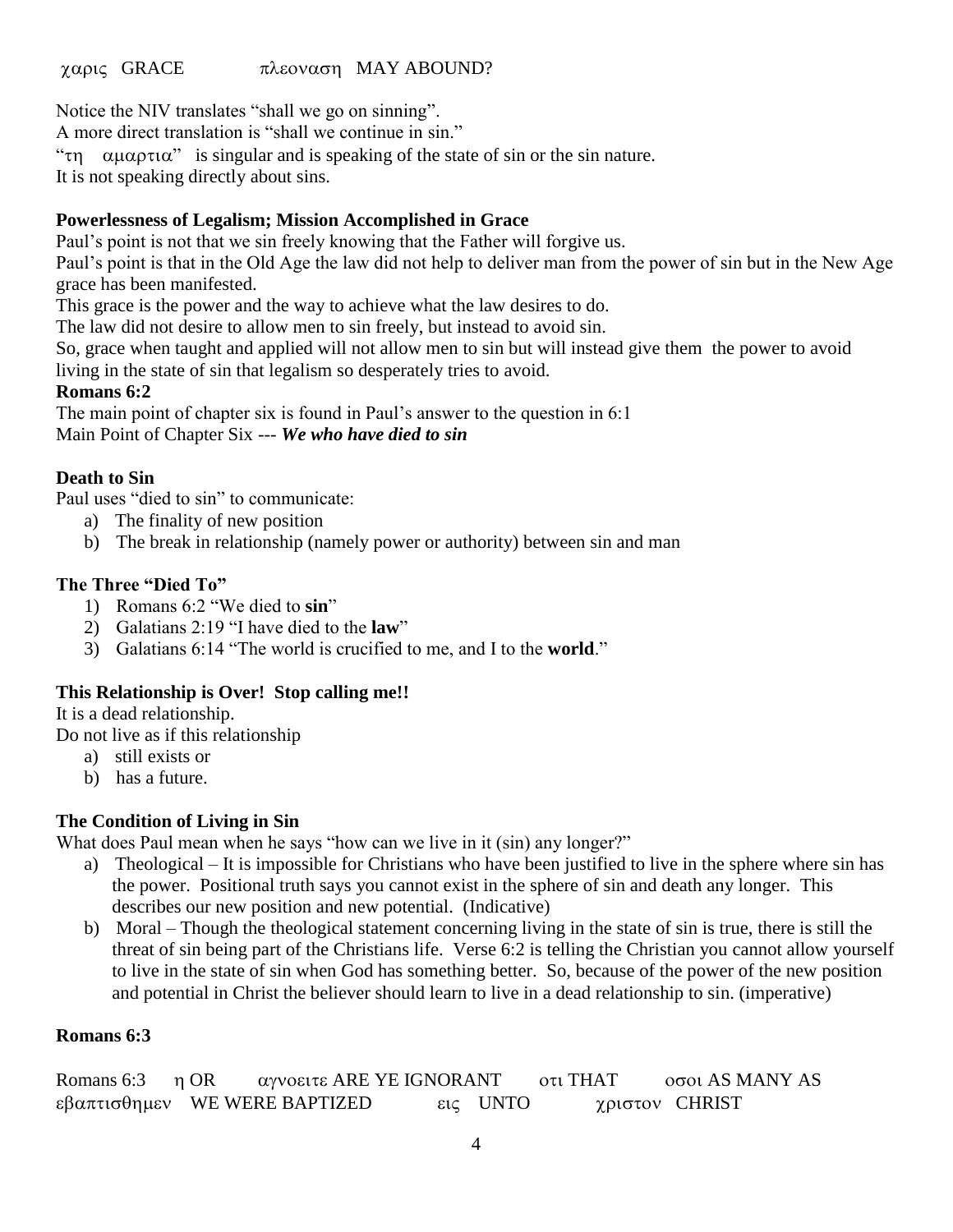χαρις GRACE πλεοναση MAY ABOUND?

Notice the NIV translates "shall we go on sinning".
A more direct translation is "shall we continue in sin."
"τη αμαρτια" is singular and is speaking of the state of sin or the sin nature.
It is not speaking directly about sins.

**Powerlessness of Legalism; Mission Accomplished in Grace**
Paul's point is not that we sin freely knowing that the Father will forgive us.
Paul's point is that in the Old Age the law did not help to deliver man from the power of sin but in the New Age grace has been manifested.
This grace is the power and the way to achieve what the law desires to do.
The law did not desire to allow men to sin freely, but instead to avoid sin.
So, grace when taught and applied will not allow men to sin but will instead give them the power to avoid living in the state of sin that legalism so desperately tries to avoid.

**Romans 6:2**
The main point of chapter six is found in Paul's answer to the question in 6:1
Main Point of Chapter Six --- ***We who have died to sin***

**Death to Sin**
Paul uses "died to sin" to communicate:
a) The finality of new position
b) The break in relationship (namely power or authority) between sin and man

**The Three "Died To"**
1) Romans 6:2 "We died to **sin**"
2) Galatians 2:19 "I have died to the **law**"
3) Galatians 6:14 "The world is crucified to me, and I to the **world**."

**This Relationship is Over! Stop calling me!!**
It is a dead relationship.
Do not live as if this relationship
a) still exists or
b) has a future.

**The Condition of Living in Sin**
What does Paul mean when he says "how can we live in it (sin) any longer?"
a) Theological – It is impossible for Christians who have been justified to live in the sphere where sin has the power. Positional truth says you cannot exist in the sphere of sin and death any longer. This describes our new position and new potential. (Indicative)
b) Moral – Though the theological statement concerning living in the state of sin is true, there is still the threat of sin being part of the Christians life. Verse 6:2 is telling the Christian you cannot allow yourself to live in the state of sin when God has something better. So, because of the power of the new position and potential in Christ the believer should learn to live in a dead relationship to sin. (imperative)

**Romans 6:3**

Romans 6:3 η OR αγνοειτε ARE YE IGNORANT οτι THAT οσοι AS MANY AS εβαπτισθημεν WE WERE BAPTIZED εις UNTO χριστον CHRIST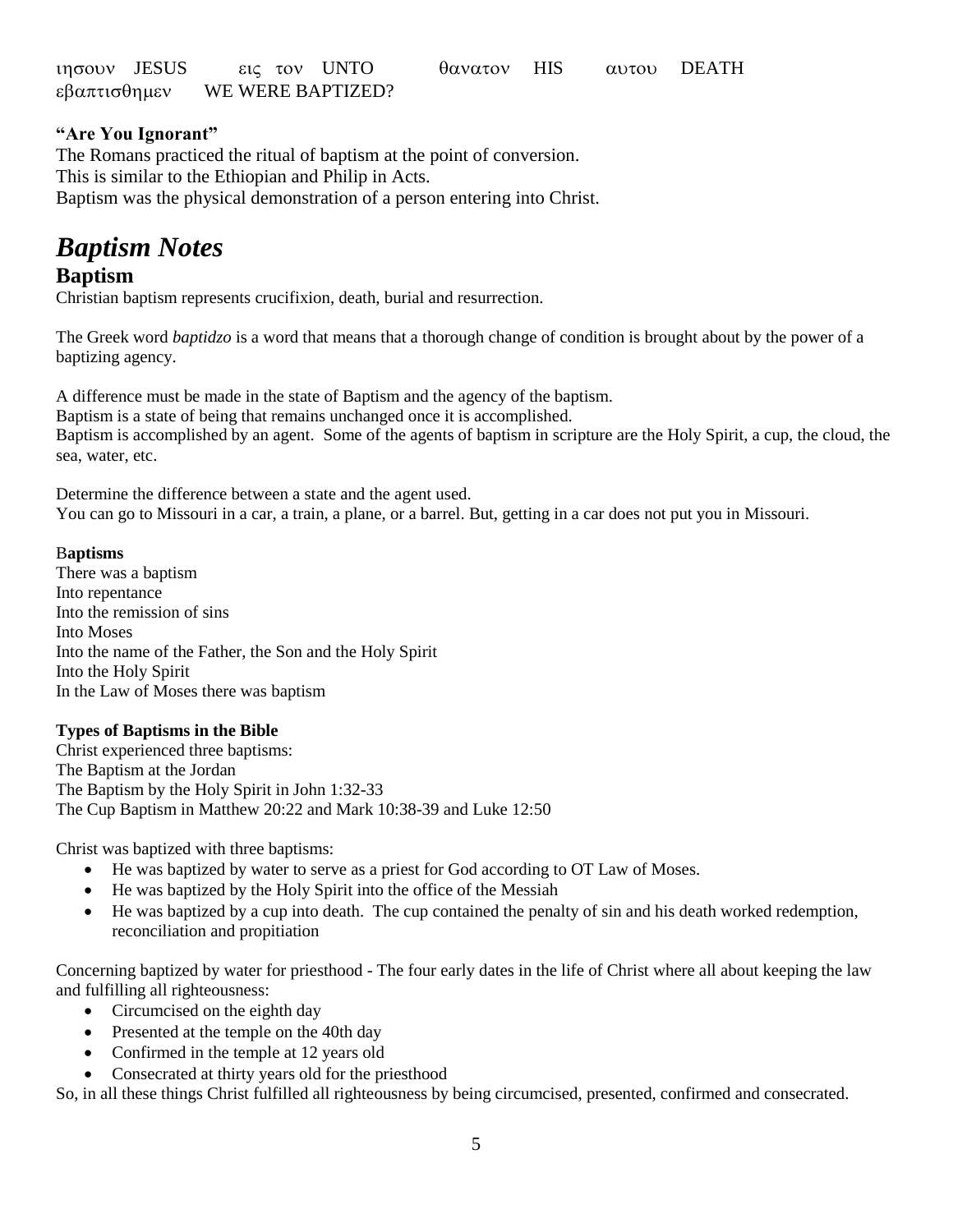ιησουν JESUS εις τον UNTO θανατον HIS αυτου DEATH
εβαπτισθημεν WE WERE BAPTIZED?

**"Are You Ignorant"**
The Romans practiced the ritual of baptism at the point of conversion.
This is similar to the Ethiopian and Philip in Acts.
Baptism was the physical demonstration of a person entering into Christ.

# *Baptism Notes*

## Baptism

Christian baptism represents crucifixion, death, burial and resurrection.

The Greek word *baptidzo* is a word that means that a thorough change of condition is brought about by the power of a baptizing agency.

A difference must be made in the state of Baptism and the agency of the baptism.
Baptism is a state of being that remains unchanged once it is accomplished.
Baptism is accomplished by an agent. Some of the agents of baptism in scripture are the Holy Spirit, a cup, the cloud, the sea, water, etc.

Determine the difference between a state and the agent used.
You can go to Missouri in a car, a train, a plane, or a barrel. But, getting in a car does not put you in Missouri.

**Baptisms**
There was a baptism
Into repentance
Into the remission of sins
Into Moses
Into the name of the Father, the Son and the Holy Spirit
Into the Holy Spirit
In the Law of Moses there was baptism

**Types of Baptisms in the Bible**
Christ experienced three baptisms:
The Baptism at the Jordan
The Baptism by the Holy Spirit in John 1:32-33
The Cup Baptism in Matthew 20:22 and Mark 10:38-39 and Luke 12:50

Christ was baptized with three baptisms:

- He was baptized by water to serve as a priest for God according to OT Law of Moses.
- He was baptized by the Holy Spirit into the office of the Messiah
- He was baptized by a cup into death. The cup contained the penalty of sin and his death worked redemption, reconciliation and propitiation

Concerning baptized by water for priesthood - The four early dates in the life of Christ where all about keeping the law and fulfilling all righteousness:

- Circumcised on the eighth day
- Presented at the temple on the 40th day
- Confirmed in the temple at 12 years old
- Consecrated at thirty years old for the priesthood

So, in all these things Christ fulfilled all righteousness by being circumcised, presented, confirmed and consecrated.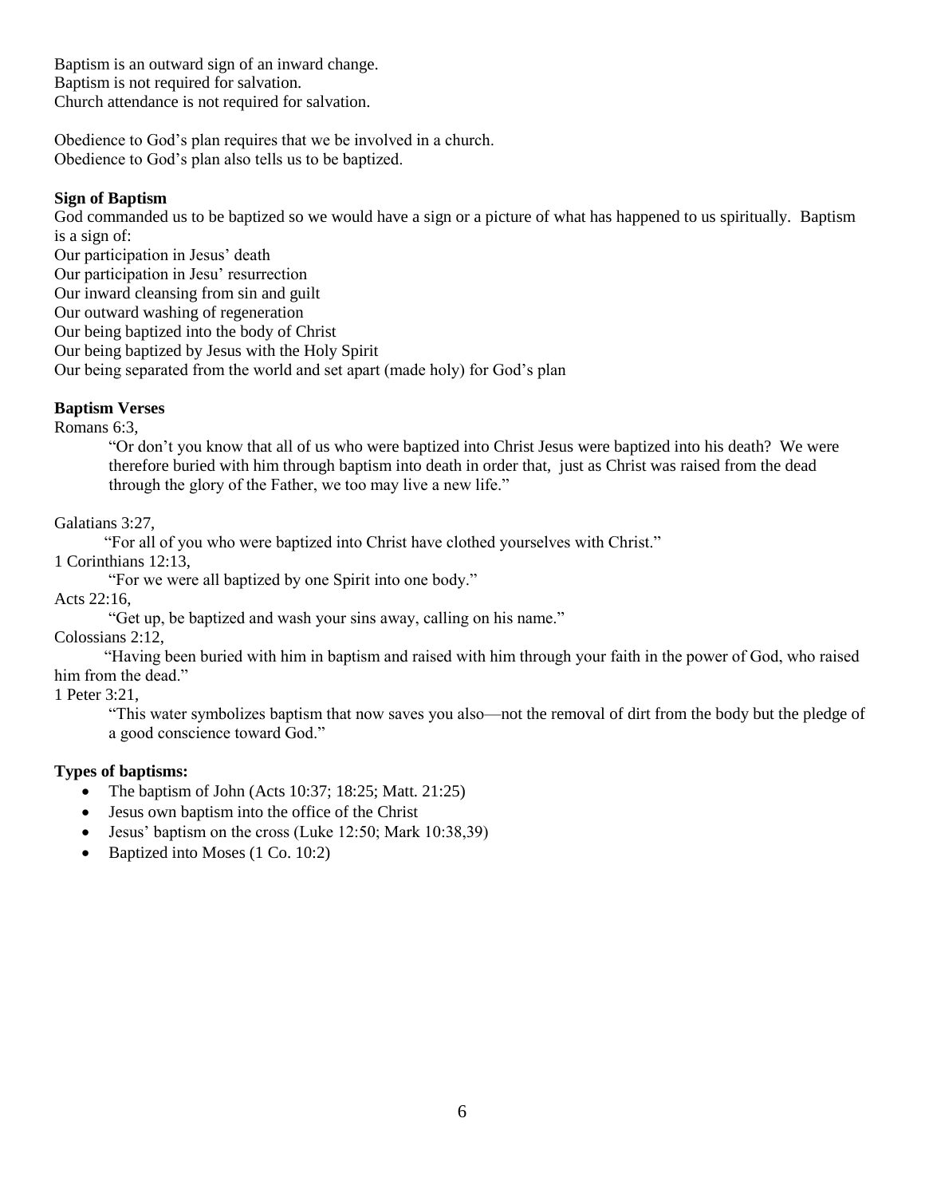Baptism is an outward sign of an inward change.
Baptism is not required for salvation.
Church attendance is not required for salvation.

Obedience to God's plan requires that we be involved in a church.
Obedience to God's plan also tells us to be baptized.

**Sign of Baptism**

God commanded us to be baptized so we would have a sign or a picture of what has happened to us spiritually. Baptism is a sign of:
Our participation in Jesus' death
Our participation in Jesu' resurrection
Our inward cleansing from sin and guilt
Our outward washing of regeneration
Our being baptized into the body of Christ
Our being baptized by Jesus with the Holy Spirit
Our being separated from the world and set apart (made holy) for God's plan

**Baptism Verses**

Romans 6:3,

> "Or don't you know that all of us who were baptized into Christ Jesus were baptized into his death? We were therefore buried with him through baptism into death in order that, just as Christ was raised from the dead through the glory of the Father, we too may live a new life."

Galatians 3:27,

> "For all of you who were baptized into Christ have clothed yourselves with Christ."

1 Corinthians 12:13,

> "For we were all baptized by one Spirit into one body."

Acts 22:16,

> "Get up, be baptized and wash your sins away, calling on his name."

Colossians 2:12,

> "Having been buried with him in baptism and raised with him through your faith in the power of God, who raised him from the dead."

1 Peter 3:21,

> "This water symbolizes baptism that now saves you also—not the removal of dirt from the body but the pledge of a good conscience toward God."

**Types of baptisms:**

- The baptism of John (Acts 10:37; 18:25; Matt. 21:25)
- Jesus own baptism into the office of the Christ
- Jesus' baptism on the cross (Luke 12:50; Mark 10:38,39)
- Baptized into Moses (1 Co. 10:2)